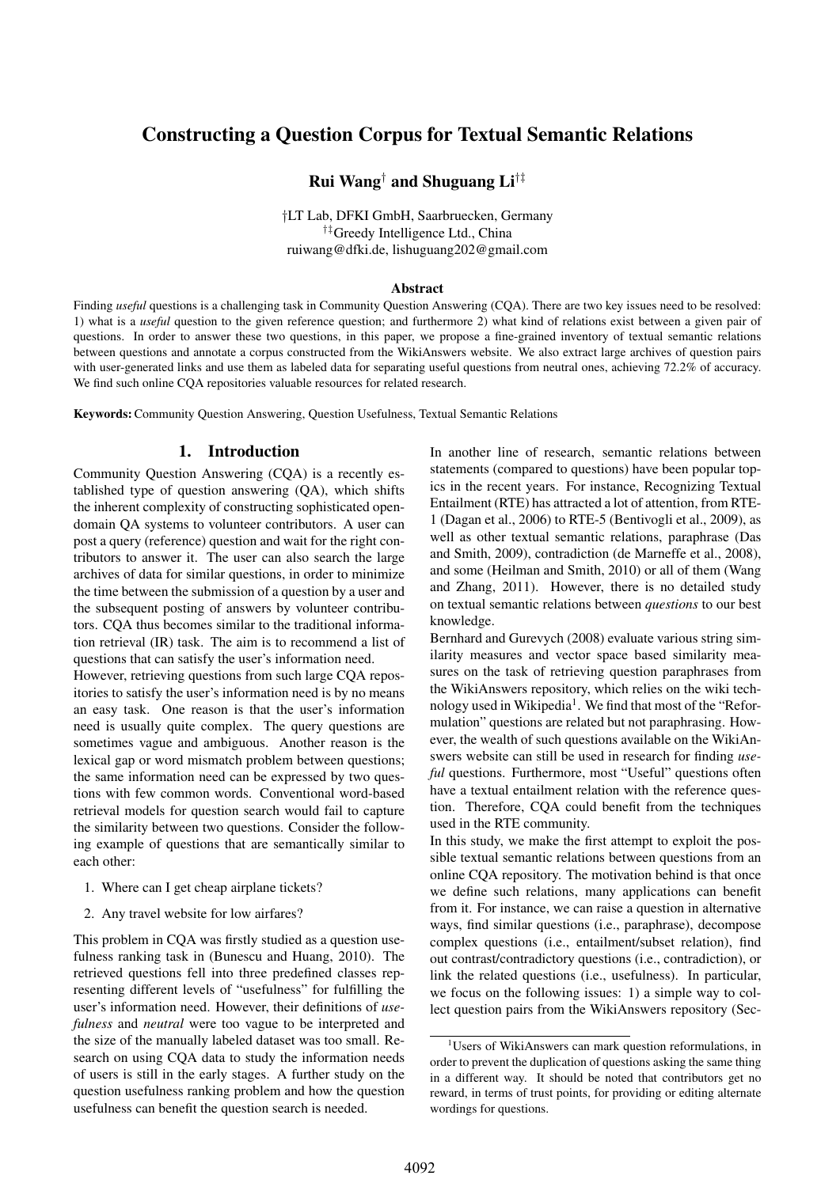# Constructing a Question Corpus for Textual Semantic Relations

**Rui Wang**[†] **and Shuguang Li**[††]

†LT Lab, DFKI GmbH, Saarbruecken, Germany
††Greedy Intelligence Ltd., China
ruiwang@dfki.de, lishuguang202@gmail.com

### Abstract

Finding *useful* questions is a challenging task in Community Question Answering (CQA). There are two key issues need to be resolved: 1) what is a *useful* question to the given reference question; and furthermore 2) what kind of relations exist between a given pair of questions. In order to answer these two questions, in this paper, we propose a fine-grained inventory of textual semantic relations between questions and annotate a corpus constructed from the WikiAnswers website. We also extract large archives of question pairs with user-generated links and use them as labeled data for separating useful questions from neutral ones, achieving 72.2% of accuracy. We find such online CQA repositories valuable resources for related research.

**Keywords:** Community Question Answering, Question Usefulness, Textual Semantic Relations

## 1. Introduction

Community Question Answering (CQA) is a recently established type of question answering (QA), which shifts the inherent complexity of constructing sophisticated open-domain QA systems to volunteer contributors. A user can post a query (reference) question and wait for the right contributors to answer it. The user can also search the large archives of data for similar questions, in order to minimize the time between the submission of a question by a user and the subsequent posting of answers by volunteer contributors. CQA thus becomes similar to the traditional information retrieval (IR) task. The aim is to recommend a list of questions that can satisfy the user's information need.

However, retrieving questions from such large CQA repositories to satisfy the user's information need is by no means an easy task. One reason is that the user's information need is usually quite complex. The query questions are sometimes vague and ambiguous. Another reason is the lexical gap or word mismatch problem between questions; the same information need can be expressed by two questions with few common words. Conventional word-based retrieval models for question search would fail to capture the similarity between two questions. Consider the following example of questions that are semantically similar to each other:

1. Where can I get cheap airplane tickets?
2. Any travel website for low airfares?

This problem in CQA was firstly studied as a question usefulness ranking task in (Bunescu and Huang, 2010). The retrieved questions fell into three predefined classes representing different levels of "usefulness" for fulfilling the user's information need. However, their definitions of *usefulness* and *neutral* were too vague to be interpreted and the size of the manually labeled dataset was too small. Research on using CQA data to study the information needs of users is still in the early stages. A further study on the question usefulness ranking problem and how the question usefulness can benefit the question search is needed.

In another line of research, semantic relations between statements (compared to questions) have been popular topics in the recent years. For instance, Recognizing Textual Entailment (RTE) has attracted a lot of attention, from RTE-1 (Dagan et al., 2006) to RTE-5 (Bentivogli et al., 2009), as well as other textual semantic relations, paraphrase (Das and Smith, 2009), contradiction (de Marneffe et al., 2008), and some (Heilman and Smith, 2010) or all of them (Wang and Zhang, 2011). However, there is no detailed study on textual semantic relations between *questions* to our best knowledge.

Bernhard and Gurevych (2008) evaluate various string similarity measures and vector space based similarity measures on the task of retrieving question paraphrases from the WikiAnswers repository, which relies on the wiki technology used in Wikipedia[1]. We find that most of the "Reformulation" questions are related but not paraphrasing. However, the wealth of such questions available on the WikiAnswers website can still be used in research for finding *useful* questions. Furthermore, most "Useful" questions often have a textual entailment relation with the reference question. Therefore, CQA could benefit from the techniques used in the RTE community.

In this study, we make the first attempt to exploit the possible textual semantic relations between questions from an online CQA repository. The motivation behind is that once we define such relations, many applications can benefit from it. For instance, we can raise a question in alternative ways, find similar questions (i.e., paraphrase), decompose complex questions (i.e., entailment/subset relation), find out contrast/contradictory questions (i.e., contradiction), or link the related questions (i.e., usefulness). In particular, we focus on the following issues: 1) a simple way to collect question pairs from the WikiAnswers repository (Sec-

[1] Users of WikiAnswers can mark question reformulations, in order to prevent the duplication of questions asking the same thing in a different way. It should be noted that contributors get no reward, in terms of trust points, for providing or editing alternate wordings for questions.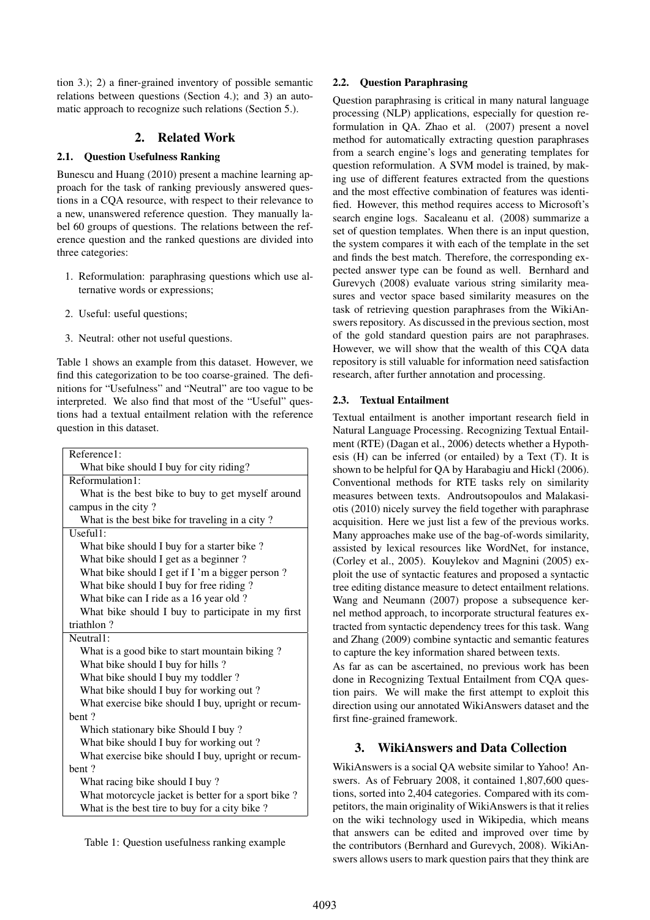tion 3.); 2) a finer-grained inventory of possible semantic relations between questions (Section 4.); and 3) an automatic approach to recognize such relations (Section 5.).

## 2. Related Work

### 2.1. Question Usefulness Ranking

Bunescu and Huang (2010) present a machine learning approach for the task of ranking previously answered questions in a CQA resource, with respect to their relevance to a new, unanswered reference question. They manually label 60 groups of questions. The relations between the reference question and the ranked questions are divided into three categories:

1. Reformulation: paraphrasing questions which use alternative words or expressions;
2. Useful: useful questions;
3. Neutral: other not useful questions.

Table 1 shows an example from this dataset. However, we find this categorization to be too coarse-grained. The definitions for "Usefulness" and "Neutral" are too vague to be interpreted. We also find that most of the "Useful" questions had a textual entailment relation with the reference question in this dataset.

| Reference1: |
|---|
| What bike should I buy for city riding? |
| **Reformulation1:** |
| What is the best bike to buy to get myself around campus in the city ? |
| What is the best bike for traveling in a city ? |
| **Useful1:** |
| What bike should I buy for a starter bike ? |
| What bike should I get as a beginner ? |
| What bike should I get if I 'm a bigger person ? |
| What bike should I buy for free riding ? |
| What bike can I ride as a 16 year old ? |
| What bike should I buy to participate in my first triathlon ? |
| **Neutral1:** |
| What is a good bike to start mountain biking ? |
| What bike should I buy for hills ? |
| What bike should I buy my toddler ? |
| What bike should I buy for working out ? |
| What exercise bike should I buy, upright or recumbent ? |
| Which stationary bike Should I buy ? |
| What bike should I buy for working out ? |
| What exercise bike should I buy, upright or recumbent ? |
| What racing bike should I buy ? |
| What motorcycle jacket is better for a sport bike ? |
| What is the best tire to buy for a city bike ? |

Table 1: Question usefulness ranking example

### 2.2. Question Paraphrasing

Question paraphrasing is critical in many natural language processing (NLP) applications, especially for question reformulation in QA. Zhao et al. (2007) present a novel method for automatically extracting question paraphrases from a search engine's logs and generating templates for question reformulation. A SVM model is trained, by making use of different features extracted from the questions and the most effective combination of features was identified. However, this method requires access to Microsoft's search engine logs. Sacaleanu et al. (2008) summarize a set of question templates. When there is an input question, the system compares it with each of the template in the set and finds the best match. Therefore, the corresponding expected answer type can be found as well. Bernhard and Gurevych (2008) evaluate various string similarity measures and vector space based similarity measures on the task of retrieving question paraphrases from the WikiAnswers repository. As discussed in the previous section, most of the gold standard question pairs are not paraphrases. However, we will show that the wealth of this CQA data repository is still valuable for information need satisfaction research, after further annotation and processing.

### 2.3. Textual Entailment

Textual entailment is another important research field in Natural Language Processing. Recognizing Textual Entailment (RTE) (Dagan et al., 2006) detects whether a Hypothesis (H) can be inferred (or entailed) by a Text (T). It is shown to be helpful for QA by Harabagiu and Hickl (2006). Conventional methods for RTE tasks rely on similarity measures between texts. Androutsopoulos and Malakasiotis (2010) nicely survey the field together with paraphrase acquisition. Here we just list a few of the previous works. Many approaches make use of the bag-of-words similarity, assisted by lexical resources like WordNet, for instance, (Corley et al., 2005). Kouylekov and Magnini (2005) exploit the use of syntactic features and proposed a syntactic tree editing distance measure to detect entailment relations. Wang and Neumann (2007) propose a subsequence kernel method approach, to incorporate structural features extracted from syntactic dependency trees for this task. Wang and Zhang (2009) combine syntactic and semantic features to capture the key information shared between texts.

As far as can be ascertained, no previous work has been done in Recognizing Textual Entailment from CQA question pairs. We will make the first attempt to exploit this direction using our annotated WikiAnswers dataset and the first fine-grained framework.

## 3. WikiAnswers and Data Collection

WikiAnswers is a social QA website similar to Yahoo! Answers. As of February 2008, it contained 1,807,600 questions, sorted into 2,404 categories. Compared with its competitors, the main originality of WikiAnswers is that it relies on the wiki technology used in Wikipedia, which means that answers can be edited and improved over time by the contributors (Bernhard and Gurevych, 2008). WikiAnswers allows users to mark question pairs that they think are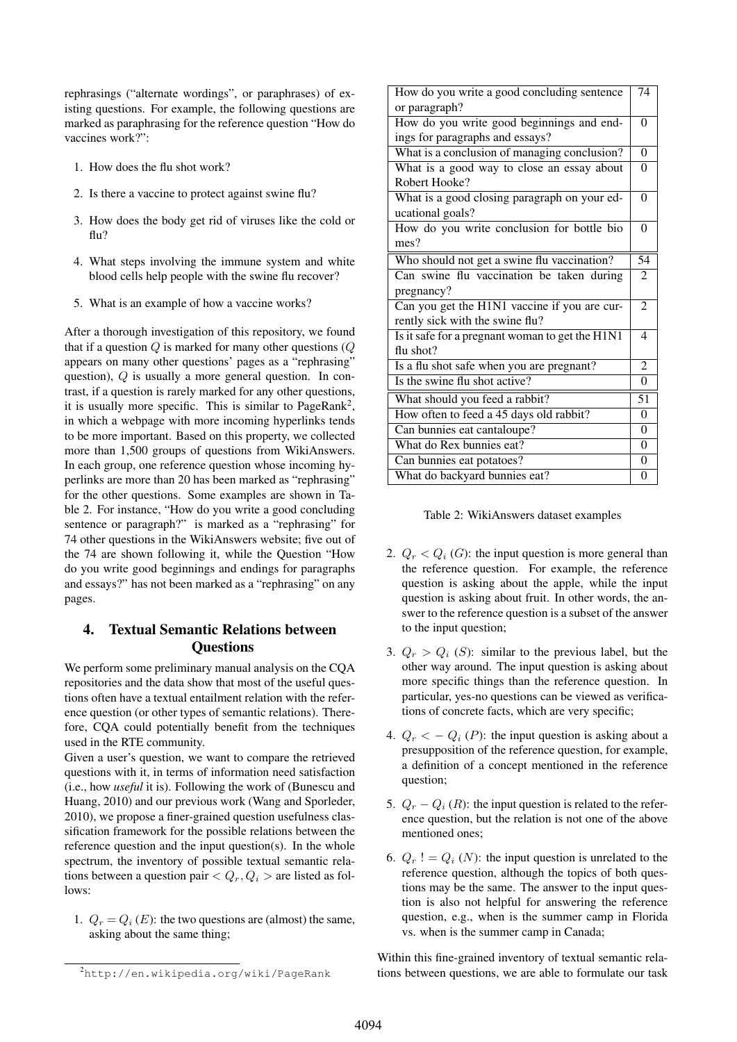rephrasings ("alternate wordings", or paraphrases) of existing questions. For example, the following questions are marked as paraphrasing for the reference question "How do vaccines work?":

1. How does the flu shot work?
2. Is there a vaccine to protect against swine flu?
3. How does the body get rid of viruses like the cold or flu?
4. What steps involving the immune system and white blood cells help people with the swine flu recover?
5. What is an example of how a vaccine works?

After a thorough investigation of this repository, we found that if a question $Q$ is marked for many other questions ($Q$ appears on many other questions' pages as a "rephrasing" question), $Q$ is usually a more general question. In contrast, if a question is rarely marked for any other questions, it is usually more specific. This is similar to PageRank[2], in which a webpage with more incoming hyperlinks tends to be more important. Based on this property, we collected more than 1,500 groups of questions from WikiAnswers. In each group, one reference question whose incoming hyperlinks are more than 20 has been marked as "rephrasing" for the other questions. Some examples are shown in Table 2. For instance, "How do you write a good concluding sentence or paragraph?" is marked as a "rephrasing" for 74 other questions in the WikiAnswers website; five out of the 74 are shown following it, while the Question "How do you write good beginnings and endings for paragraphs and essays?" has not been marked as a "rephrasing" on any pages.

| Question | Count |
|---|---|
| How do you write a good concluding sentence or paragraph? | 74 |
| How do you write good beginnings and endings for paragraphs and essays? | 0 |
| What is a conclusion of managing conclusion? | 0 |
| What is a good way to close an essay about Robert Hooke? | 0 |
| What is a good closing paragraph on your educational goals? | 0 |
| How do you write conclusion for bottle bio mes? | 0 |
| Who should not get a swine flu vaccination? | 54 |
| Can swine flu vaccination be taken during pregnancy? | 2 |
| Can you get the H1N1 vaccine if you are currently sick with the swine flu? | 2 |
| Is it safe for a pregnant woman to get the H1N1 flu shot? | 4 |
| Is a flu shot safe when you are pregnant? | 2 |
| Is the swine flu shot active? | 0 |
| What should you feed a rabbit? | 51 |
| How often to feed a 45 days old rabbit? | 0 |
| Can bunnies eat cantaloupe? | 0 |
| What do Rex bunnies eat? | 0 |
| Can bunnies eat potatoes? | 0 |
| What do backyard bunnies eat? | 0 |

Table 2: WikiAnswers dataset examples

## 4. Textual Semantic Relations between Questions

We perform some preliminary manual analysis on the CQA repositories and the data show that most of the useful questions often have a textual entailment relation with the reference question (or other types of semantic relations). Therefore, CQA could potentially benefit from the techniques used in the RTE community.

Given a user's question, we want to compare the retrieved questions with it, in terms of information need satisfaction (i.e., how *useful* it is). Following the work of (Bunescu and Huang, 2010) and our previous work (Wang and Sporleder, 2010), we propose a finer-grained question usefulness classification framework for the possible relations between the reference question and the input question(s). In the whole spectrum, the inventory of possible textual semantic relations between a question pair $< Q_r, Q_i >$ are listed as follows:

1. $Q_r = Q_i$ ($E$): the two questions are (almost) the same, asking about the same thing;
2. $Q_r < Q_i$ ($G$): the input question is more general than the reference question. For example, the reference question is asking about the apple, while the input question is asking about fruit. In other words, the answer to the reference question is a subset of the answer to the input question;
3. $Q_r > Q_i$ ($S$): similar to the previous label, but the other way around. The input question is asking about more specific things than the reference question. In particular, yes-no questions can be viewed as verifications of concrete facts, which are very specific;
4. $Q_r < - Q_i$ ($P$): the input question is asking about a presupposition of the reference question, for example, a definition of a concept mentioned in the reference question;
5. $Q_r - Q_i$ ($R$): the input question is related to the reference question, but the relation is not one of the above mentioned ones;
6. $Q_r \; != Q_i$ ($N$): the input question is unrelated to the reference question, although the topics of both questions may be the same. The answer to the input question is also not helpful for answering the reference question, e.g., when is the summer camp in Florida vs. when is the summer camp in Canada;

Within this fine-grained inventory of textual semantic relations between questions, we are able to formulate our task

[2] http://en.wikipedia.org/wiki/PageRank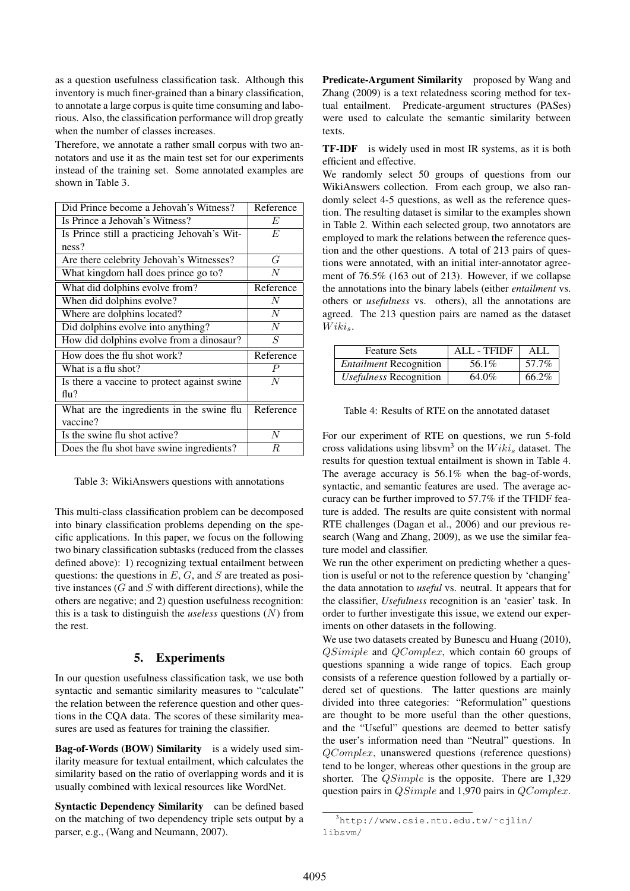as a question usefulness classification task. Although this inventory is much finer-grained than a binary classification, to annotate a large corpus is quite time consuming and laborious. Also, the classification performance will drop greatly when the number of classes increases.

Therefore, we annotate a rather small corpus with two annotators and use it as the main test set for our experiments instead of the training set. Some annotated examples are shown in Table 3.

| Did Prince become a Jehovah's Witness? | Reference |
|---|---|
| Is Prince a Jehovah's Witness? | $E$ |
| Is Prince still a practicing Jehovah's Witness? | $E$ |
| Are there celebrity Jehovah's Witnesses? | $G$ |
| What kingdom hall does prince go to? | $N$ |
| What did dolphins evolve from? | Reference |
| When did dolphins evolve? | $N$ |
| Where are dolphins located? | $N$ |
| Did dolphins evolve into anything? | $N$ |
| How did dolphins evolve from a dinosaur? | $S$ |
| How does the flu shot work? | Reference |
| What is a flu shot? | $P$ |
| Is there a vaccine to protect against swine flu? | $N$ |
| What are the ingredients in the swine flu vaccine? | Reference |
| Is the swine flu shot active? | $N$ |
| Does the flu shot have swine ingredients? | $R$ |

Table 3: WikiAnswers questions with annotations

This multi-class classification problem can be decomposed into binary classification problems depending on the specific applications. In this paper, we focus on the following two binary classification subtasks (reduced from the classes defined above): 1) recognizing textual entailment between questions: the questions in $E$, $G$, and $S$ are treated as positive instances ($G$ and $S$ with different directions), while the others are negative; and 2) question usefulness recognition: this is a task to distinguish the *useless* questions ($N$) from the rest.

## 5. Experiments

In our question usefulness classification task, we use both syntactic and semantic similarity measures to "calculate" the relation between the reference question and other questions in the CQA data. The scores of these similarity measures are used as features for training the classifier.

**Bag-of-Words (BOW) Similarity** is a widely used similarity measure for textual entailment, which calculates the similarity based on the ratio of overlapping words and it is usually combined with lexical resources like WordNet.

**Syntactic Dependency Similarity** can be defined based on the matching of two dependency triple sets output by a parser, e.g., (Wang and Neumann, 2007).

**Predicate-Argument Similarity** proposed by Wang and Zhang (2009) is a text relatedness scoring method for textual entailment. Predicate-argument structures (PASes) were used to calculate the semantic similarity between texts.

**TF-IDF** is widely used in most IR systems, as it is both efficient and effective.

We randomly select 50 groups of questions from our WikiAnswers collection. From each group, we also randomly select 4-5 questions, as well as the reference question. The resulting dataset is similar to the examples shown in Table 2. Within each selected group, two annotators are employed to mark the relations between the reference question and the other questions. A total of 213 pairs of questions were annotated, with an initial inter-annotator agreement of 76.5% (163 out of 213). However, if we collapse the annotations into the binary labels (either *entailment* vs. others or *usefulness* vs. others), all the annotations are agreed. The 213 question pairs are named as the dataset $Wiki_s$.

| Feature Sets | ALL - TFIDF | ALL |
|---|---|---|
| *Entailment* Recognition | 56.1% | 57.7% |
| *Usefulness* Recognition | 64.0% | 66.2% |

Table 4: Results of RTE on the annotated dataset

For our experiment of RTE on questions, we run 5-fold cross validations using libsvm[3] on the $Wiki_s$ dataset. The results for question textual entailment is shown in Table 4. The average accuracy is 56.1% when the bag-of-words, syntactic, and semantic features are used. The average accuracy can be further improved to 57.7% if the TFIDF feature is added. The results are quite consistent with normal RTE challenges (Dagan et al., 2006) and our previous research (Wang and Zhang, 2009), as we use the similar feature model and classifier.

We run the other experiment on predicting whether a question is useful or not to the reference question by 'changing' the data annotation to *useful* vs. neutral. It appears that for the classifier, *Usefulness* recognition is an 'easier' task. In order to further investigate this issue, we extend our experiments on other datasets in the following.

We use two datasets created by Bunescu and Huang (2010), $QSimiple$ and $QComplex$, which contain 60 groups of questions spanning a wide range of topics. Each group consists of a reference question followed by a partially ordered set of questions. The latter questions are mainly divided into three categories: "Reformulation" questions are thought to be more useful than the other questions, and the "Useful" questions are deemed to better satisfy the user's information need than "Neutral" questions. In $QComplex$, unanswered questions (reference questions) tend to be longer, whereas other questions in the group are shorter. The $QSimple$ is the opposite. There are 1,329 question pairs in $QSimple$ and 1,970 pairs in $QComplex$.

[3] http://www.csie.ntu.edu.tw/~cjlin/libsvm/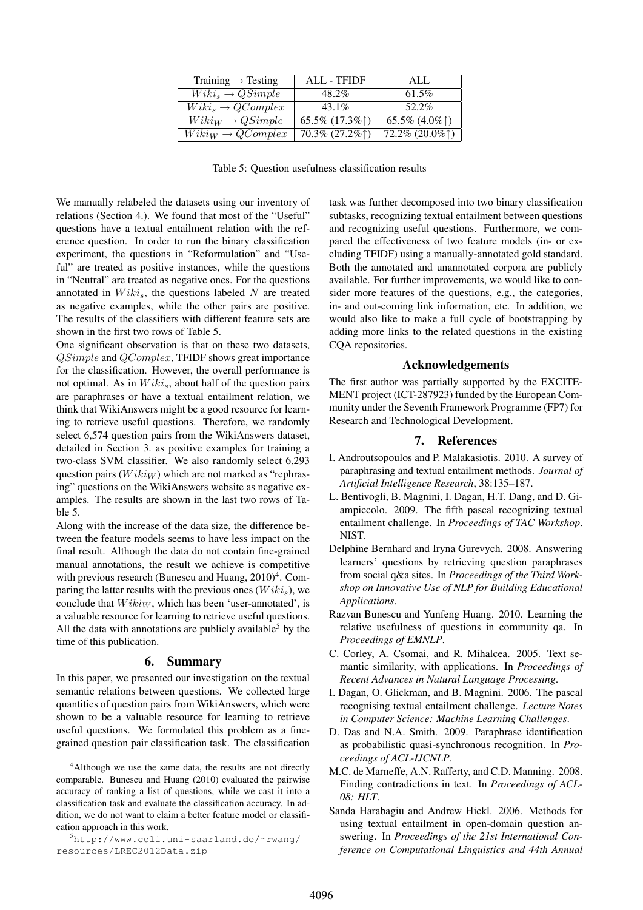| Training → Testing | ALL - TFIDF | ALL |
|---|---|---|
| $Wiki_s \rightarrow QSimple$ | 48.2% | 61.5% |
| $Wiki_s \rightarrow QComplex$ | 43.1% | 52.2% |
| $Wiki_W \rightarrow QSimple$ | 65.5% (17.3%↑) | 65.5% (4.0%↑) |
| $Wiki_W \rightarrow QComplex$ | 70.3% (27.2%↑) | 72.2% (20.0%↑) |

Table 5: Question usefulness classification results

We manually relabeled the datasets using our inventory of relations (Section 4.). We found that most of the "Useful" questions have a textual entailment relation with the reference question. In order to run the binary classification experiment, the questions in "Reformulation" and "Useful" are treated as positive instances, while the questions in "Neutral" are treated as negative ones. For the questions annotated in $Wiki_s$, the questions labeled $N$ are treated as negative examples, while the other pairs are positive. The results of the classifiers with different feature sets are shown in the first two rows of Table 5.

One significant observation is that on these two datasets, $QSimple$ and $QComplex$, TFIDF shows great importance for the classification. However, the overall performance is not optimal. As in $Wiki_s$, about half of the question pairs are paraphrases or have a textual entailment relation, we think that WikiAnswers might be a good resource for learning to retrieve useful questions. Therefore, we randomly select 6,574 question pairs from the WikiAnswers dataset, detailed in Section 3. as positive examples for training a two-class SVM classifier. We also randomly select 6,293 question pairs ($Wiki_W$) which are not marked as "rephrasing" questions on the WikiAnswers website as negative examples. The results are shown in the last two rows of Table 5.

Along with the increase of the data size, the difference between the feature models seems to have less impact on the final result. Although the data do not contain fine-grained manual annotations, the result we achieve is competitive with previous research (Bunescu and Huang, 2010)[4]. Comparing the latter results with the previous ones ($Wiki_s$), we conclude that $Wiki_W$, which has been 'user-annotated', is a valuable resource for learning to retrieve useful questions. All the data with annotations are publicly available[5] by the time of this publication.

## 6. Summary

In this paper, we presented our investigation on the textual semantic relations between questions. We collected large quantities of question pairs from WikiAnswers, which were shown to be a valuable resource for learning to retrieve useful questions. We formulated this problem as a fine-grained question pair classification task. The classification task was further decomposed into two binary classification subtasks, recognizing textual entailment between questions and recognizing useful questions. Furthermore, we compared the effectiveness of two feature models (in- or excluding TFIDF) using a manually-annotated gold standard. Both the annotated and unannotated corpora are publicly available. For further improvements, we would like to consider more features of the questions, e.g., the categories, in- and out-coming link information, etc. In addition, we would also like to make a full cycle of bootstrapping by adding more links to the related questions in the existing CQA repositories.

## Acknowledgements

The first author was partially supported by the EXCITEMENT project (ICT-287923) funded by the European Community under the Seventh Framework Programme (FP7) for Research and Technological Development.

## 7. References

I. Androutsopoulos and P. Malakasiotis. 2010. A survey of paraphrasing and textual entailment methods. *Journal of Artificial Intelligence Research*, 38:135–187.

L. Bentivogli, B. Magnini, I. Dagan, H.T. Dang, and D. Giampiccolo. 2009. The fifth pascal recognizing textual entailment challenge. In *Proceedings of TAC Workshop*. NIST.

Delphine Bernhard and Iryna Gurevych. 2008. Answering learners' questions by retrieving question paraphrases from social q&a sites. In *Proceedings of the Third Workshop on Innovative Use of NLP for Building Educational Applications*.

Razvan Bunescu and Yunfeng Huang. 2010. Learning the relative usefulness of questions in community qa. In *Proceedings of EMNLP*.

C. Corley, A. Csomai, and R. Mihalcea. 2005. Text semantic similarity, with applications. In *Proceedings of Recent Advances in Natural Language Processing*.

I. Dagan, O. Glickman, and B. Magnini. 2006. The pascal recognising textual entailment challenge. *Lecture Notes in Computer Science: Machine Learning Challenges*.

D. Das and N.A. Smith. 2009. Paraphrase identification as probabilistic quasi-synchronous recognition. In *Proceedings of ACL-IJCNLP*.

M.C. de Marneffe, A.N. Rafferty, and C.D. Manning. 2008. Finding contradictions in text. In *Proceedings of ACL-08: HLT*.

Sanda Harabagiu and Andrew Hickl. 2006. Methods for using textual entailment in open-domain question answering. In *Proceedings of the 21st International Conference on Computational Linguistics and 44th Annual*

[4] Although we use the same data, the results are not directly comparable. Bunescu and Huang (2010) evaluated the pairwise accuracy of ranking a list of questions, while we cast it into a classification task and evaluate the classification accuracy. In addition, we do not want to claim a better feature model or classification approach in this work.

[5] http://www.coli.uni-saarland.de/~rwang/resources/LREC2012Data.zip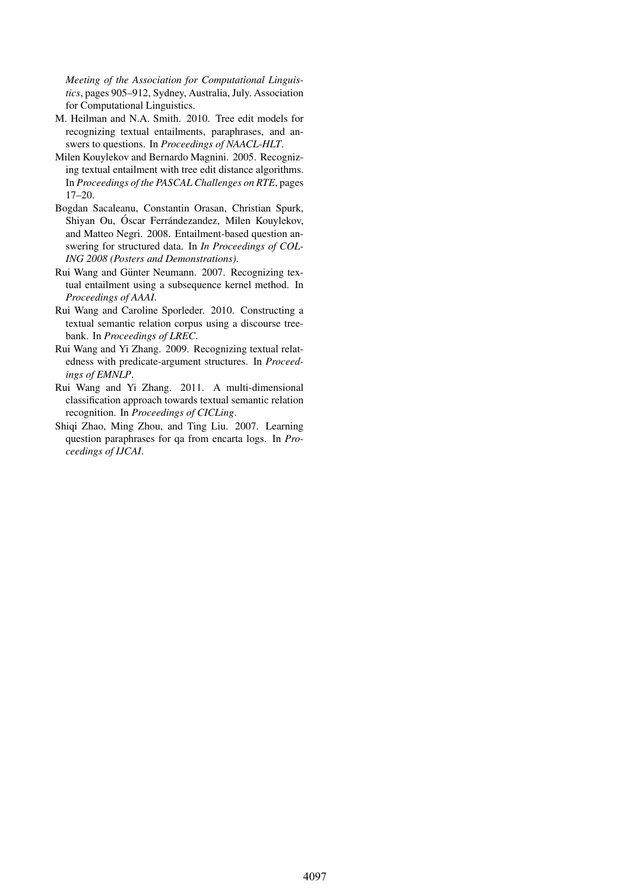*Meeting of the Association for Computational Linguistics*, pages 905–912, Sydney, Australia, July. Association for Computational Linguistics.

M. Heilman and N.A. Smith. 2010. Tree edit models for recognizing textual entailments, paraphrases, and answers to questions. In *Proceedings of NAACL-HLT*.

Milen Kouylekov and Bernardo Magnini. 2005. Recognizing textual entailment with tree edit distance algorithms. In *Proceedings of the PASCAL Challenges on RTE*, pages 17–20.

Bogdan Sacaleanu, Constantin Orasan, Christian Spurk, Shiyan Ou, Óscar Ferrándezandez, Milen Kouylekov, and Matteo Negri. 2008. Entailment-based question answering for structured data. In *In Proceedings of COLING 2008 (Posters and Demonstrations)*.

Rui Wang and Günter Neumann. 2007. Recognizing textual entailment using a subsequence kernel method. In *Proceedings of AAAI*.

Rui Wang and Caroline Sporleder. 2010. Constructing a textual semantic relation corpus using a discourse treebank. In *Proceedings of LREC*.

Rui Wang and Yi Zhang. 2009. Recognizing textual relatedness with predicate-argument structures. In *Proceedings of EMNLP*.

Rui Wang and Yi Zhang. 2011. A multi-dimensional classification approach towards textual semantic relation recognition. In *Proceedings of CICLing*.

Shiqi Zhao, Ming Zhou, and Ting Liu. 2007. Learning question paraphrases for qa from encarta logs. In *Proceedings of IJCAI*.